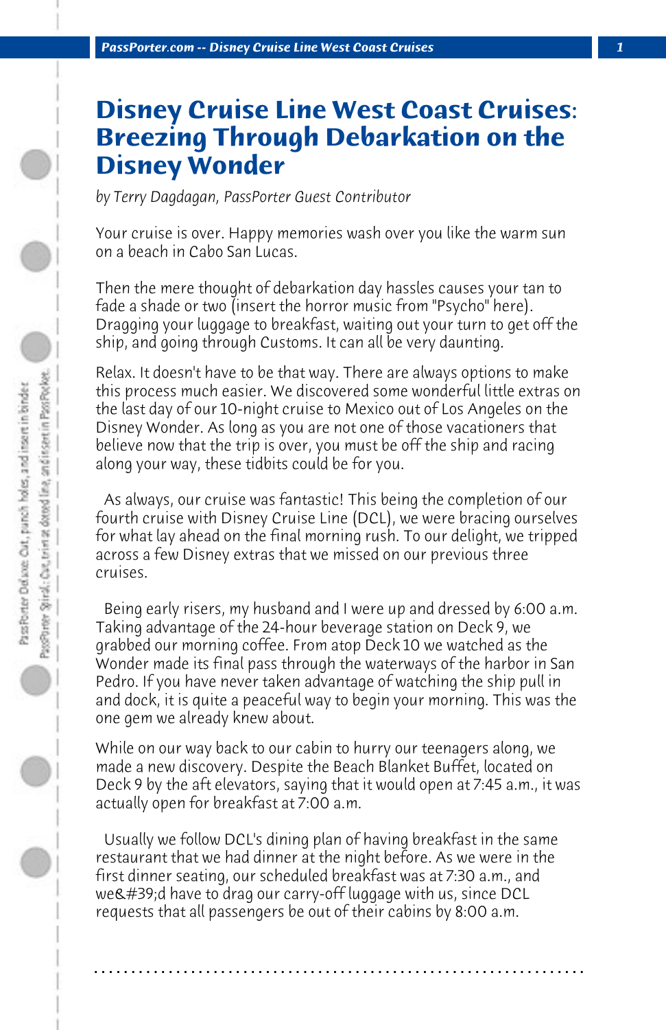# Disney Cruise Line West Coast Cruises: Breezing Through Debarkation on the Disney Wonder

*by Terry Dagdagan, PassPorter Guest Contributor*

Your cruise is over. Happy memories wash over you like the warm sun on a beach in Cabo San Lucas.

Then the mere thought of debarkation day hassles causes your tan to fade a shade or two (insert the horror music from "Psycho" here). Dragging your luggage to breakfast, waiting out your turn to get off the ship, and going through Customs. It can all be very daunting.

Relax. It doesn't have to be that way. There are always options to make this process much easier. We discovered some wonderful little extras on the last day of our 10-night cruise to Mexico out of Los Angeles on the Disney Wonder. As long as you are not one of those vacationers that believe now that the trip is over, you must be off the ship and racing along your way, these tidbits could be for you.

As always, our cruise was fantastic! This being the completion of our fourth cruise with Disney Cruise Line (DCL), we were bracing ourselves for what lay ahead on the final morning rush. To our delight, we tripped across a few Disney extras that we missed on our previous three cruises.

Being early risers, my husband and I were up and dressed by 6:00 a.m. Taking advantage of the 24-hour beverage station on Deck 9, we grabbed our morning coffee. From atop Deck 10 we watched as the Wonder made its final pass through the waterways of the harbor in San Pedro. If you have never taken advantage of watching the ship pull in and dock, it is quite a peaceful way to begin your morning. This was the one gem we already knew about.

While on our way back to our cabin to hurry our teenagers along, we made a new discovery. Despite the Beach Blanket Buffet, located on Deck 9 by the aft elevators, saying that it would open at 7:45 a.m., it was actually open for breakfast at 7:00 a.m.

Usually we follow DCL's dining plan of having breakfast in the same restaurant that we had dinner at the night before. As we were in the first dinner seating, our scheduled breakfast was at 7:30 a.m., and we&#39;d have to drag our carry-off luggage with us, since DCL requests that all passengers be out of their cabins by 8:00 a.m.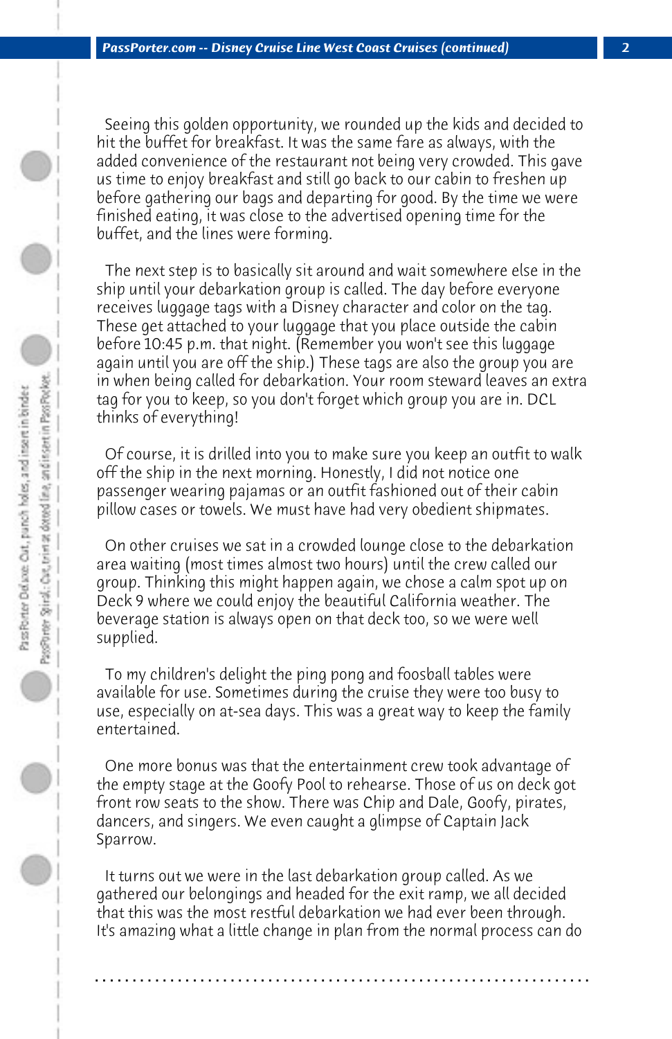Seeing this golden opportunity, we rounded up the kids and decided to hit the buffet for breakfast. It was the same fare as always, with the added convenience of the restaurant not being very crowded. This gave us time to enjoy breakfast and still go back to our cabin to freshen up before gathering our bags and departing for good. By the time we were finished eating, it was close to the advertised opening time for the buffet, and the lines were forming.

The next step is to basically sit around and wait somewhere else in the ship until your debarkation group is called. The day before everyone receives luggage tags with a Disney character and color on the tag. These get attached to your luggage that you place outside the cabin before 10:45 p.m. that night. (Remember you won't see this luggage again until you are off the ship.) These tags are also the group you are in when being called for debarkation. Your room steward leaves an extra tag for you to keep, so you don't forget which group you are in. DCL thinks of everything!

Of course, it is drilled into you to make sure you keep an outfit to walk off the ship in the next morning. Honestly, I did not notice one passenger wearing pajamas or an outfit fashioned out of their cabin pillow cases or towels. We must have had very obedient shipmates.

On other cruises we sat in a crowded lounge close to the debarkation area waiting (most times almost two hours) until the crew called our group. Thinking this might happen again, we chose a calm spot up on Deck 9 where we could enjoy the beautiful California weather. The beverage station is always open on that deck too, so we were well supplied.

To my children's delight the ping pong and foosball tables were available for use. Sometimes during the cruise they were too busy to use, especially on at-sea days. This was a great way to keep the family entertained.

One more bonus was that the entertainment crew took advantage of the empty stage at the Goofy Pool to rehearse. Those of us on deck got front row seats to the show. There was Chip and Dale, Goofy, pirates, dancers, and singers. We even caught a glimpse of Captain Jack Sparrow.

It turns out we were in the last debarkation group called. As we gathered our belongings and headed for the exit ramp, we all decided that this was the most restful debarkation we had ever been through. It's amazing what a little change in plan from the normal process can do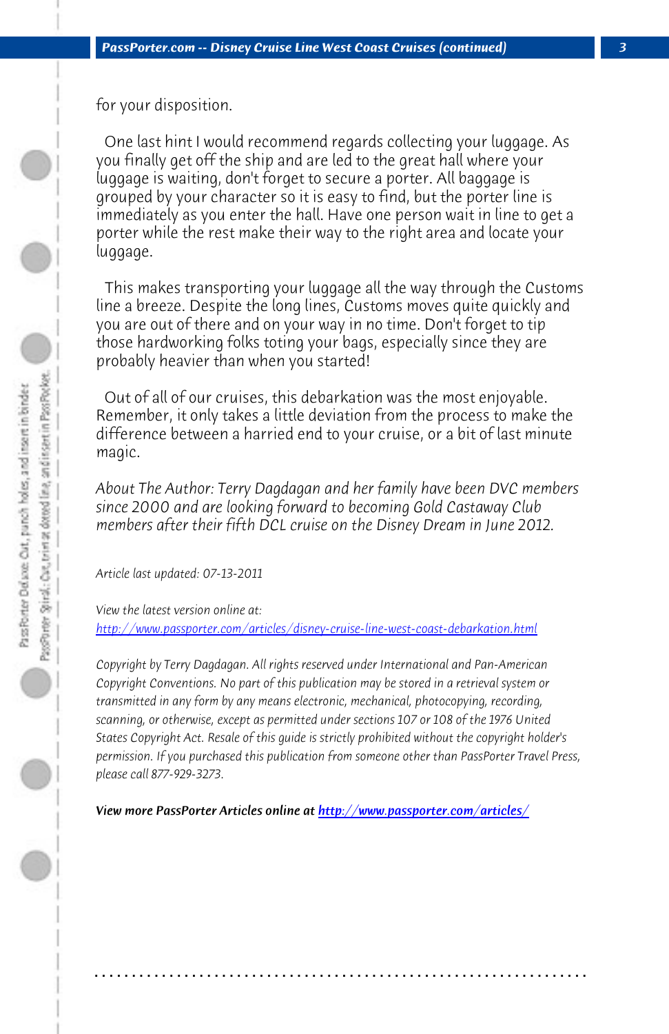for your disposition.

One last hint I would recommend regards collecting your luggage. As you finally get off the ship and are led to the great hall where your luggage is waiting, don't forget to secure a porter. All baggage is grouped by your character so it is easy to find, but the porter line is immediately as you enter the hall. Have one person wait in line to get a porter while the rest make their way to the right area and locate your luggage.

This makes transporting your luggage all the way through the Customs line a breeze. Despite the long lines, Customs moves quite quickly and you are out of there and on your way in no time. Don't forget to tip those hardworking folks toting your bags, especially since they are probably heavier than when you started!

Out of all of our cruises, this debarkation was the most enjoyable. Remember, it only takes a little deviation from the process to make the difference between a harried end to your cruise, or a bit of last minute magic.

*About The Author: Terry Dagdagan and her family have been DVC members since 2000 and are looking forward to becoming Gold Castaway Club members after their fifth DCL cruise on the Disney Dream in June 2012.*

*Article last updated: 07-13-2011*

*View the latest version online at:*
*http://www.passporter.com/articles/disney-cruise-line-west-coast-debarkation.html*

*Copyright by Terry Dagdagan. All rights reserved under International and Pan-American Copyright Conventions. No part of this publication may be stored in a retrieval system or transmitted in any form by any means electronic, mechanical, photocopying, recording, scanning, or otherwise, except as permitted under sections 107 or 108 of the 1976 United States Copyright Act. Resale of this guide is strictly prohibited without the copyright holder's permission. If you purchased this publication from someone other than PassPorter Travel Press, please call 877-929-3273.*

***View more PassPorter Articles online at http://www.passporter.com/articles/***